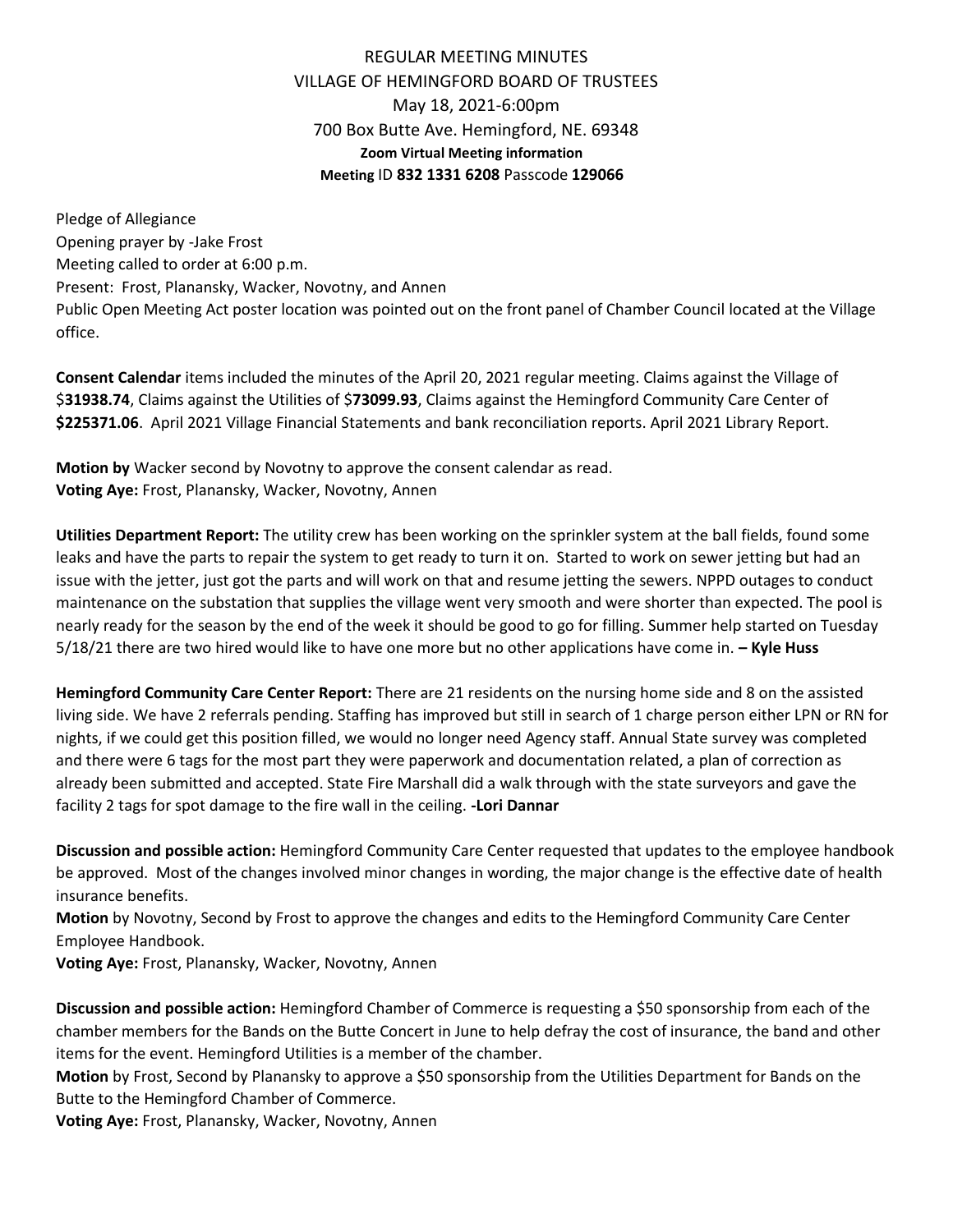# REGULAR MEETING MINUTES
## VILLAGE OF HEMINGFORD BOARD OF TRUSTEES
May 18, 2021-6:00pm
700 Box Butte Ave. Hemingford, NE. 69348
**Zoom Virtual Meeting information**
**Meeting** ID **832 1331 6208** Passcode **129066**

Pledge of Allegiance
Opening prayer by -Jake Frost
Meeting called to order at 6:00 p.m.
Present: Frost, Planansky, Wacker, Novotny, and Annen
Public Open Meeting Act poster location was pointed out on the front panel of Chamber Council located at the Village office.

**Consent Calendar** items included the minutes of the April 20, 2021 regular meeting. Claims against the Village of $**31938.74**, Claims against the Utilities of $**73099.93**, Claims against the Hemingford Community Care Center of **$225371.06**. April 2021 Village Financial Statements and bank reconciliation reports. April 2021 Library Report.

**Motion by** Wacker second by Novotny to approve the consent calendar as read.
**Voting Aye:** Frost, Planansky, Wacker, Novotny, Annen

**Utilities Department Report:** The utility crew has been working on the sprinkler system at the ball fields, found some leaks and have the parts to repair the system to get ready to turn it on. Started to work on sewer jetting but had an issue with the jetter, just got the parts and will work on that and resume jetting the sewers. NPPD outages to conduct maintenance on the substation that supplies the village went very smooth and were shorter than expected. The pool is nearly ready for the season by the end of the week it should be good to go for filling. Summer help started on Tuesday 5/18/21 there are two hired would like to have one more but no other applications have come in. **– Kyle Huss**

**Hemingford Community Care Center Report:** There are 21 residents on the nursing home side and 8 on the assisted living side. We have 2 referrals pending. Staffing has improved but still in search of 1 charge person either LPN or RN for nights, if we could get this position filled, we would no longer need Agency staff. Annual State survey was completed and there were 6 tags for the most part they were paperwork and documentation related, a plan of correction as already been submitted and accepted. State Fire Marshall did a walk through with the state surveyors and gave the facility 2 tags for spot damage to the fire wall in the ceiling. **-Lori Dannar**

**Discussion and possible action:** Hemingford Community Care Center requested that updates to the employee handbook be approved. Most of the changes involved minor changes in wording, the major change is the effective date of health insurance benefits.
**Motion** by Novotny, Second by Frost to approve the changes and edits to the Hemingford Community Care Center Employee Handbook.
**Voting Aye:** Frost, Planansky, Wacker, Novotny, Annen

**Discussion and possible action:** Hemingford Chamber of Commerce is requesting a $50 sponsorship from each of the chamber members for the Bands on the Butte Concert in June to help defray the cost of insurance, the band and other items for the event. Hemingford Utilities is a member of the chamber.
**Motion** by Frost, Second by Planansky to approve a $50 sponsorship from the Utilities Department for Bands on the Butte to the Hemingford Chamber of Commerce.
**Voting Aye:** Frost, Planansky, Wacker, Novotny, Annen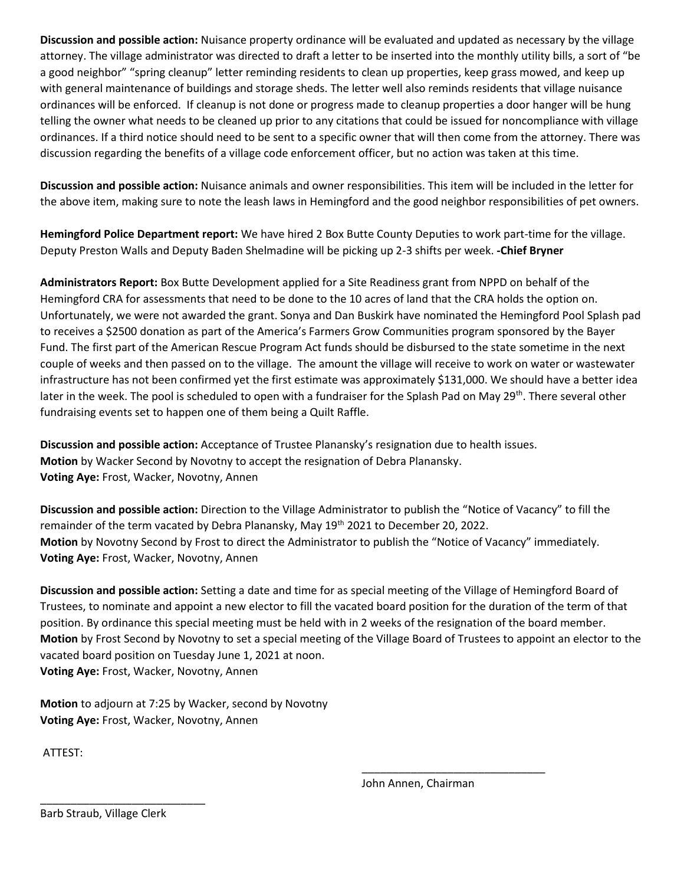**Discussion and possible action:** Nuisance property ordinance will be evaluated and updated as necessary by the village attorney. The village administrator was directed to draft a letter to be inserted into the monthly utility bills, a sort of "be a good neighbor" "spring cleanup" letter reminding residents to clean up properties, keep grass mowed, and keep up with general maintenance of buildings and storage sheds. The letter well also reminds residents that village nuisance ordinances will be enforced. If cleanup is not done or progress made to cleanup properties a door hanger will be hung telling the owner what needs to be cleaned up prior to any citations that could be issued for noncompliance with village ordinances. If a third notice should need to be sent to a specific owner that will then come from the attorney. There was discussion regarding the benefits of a village code enforcement officer, but no action was taken at this time.

**Discussion and possible action:** Nuisance animals and owner responsibilities. This item will be included in the letter for the above item, making sure to note the leash laws in Hemingford and the good neighbor responsibilities of pet owners.

**Hemingford Police Department report:** We have hired 2 Box Butte County Deputies to work part-time for the village. Deputy Preston Walls and Deputy Baden Shelmadine will be picking up 2-3 shifts per week. **-Chief Bryner**

**Administrators Report:** Box Butte Development applied for a Site Readiness grant from NPPD on behalf of the Hemingford CRA for assessments that need to be done to the 10 acres of land that the CRA holds the option on. Unfortunately, we were not awarded the grant. Sonya and Dan Buskirk have nominated the Hemingford Pool Splash pad to receives a $2500 donation as part of the America's Farmers Grow Communities program sponsored by the Bayer Fund. The first part of the American Rescue Program Act funds should be disbursed to the state sometime in the next couple of weeks and then passed on to the village. The amount the village will receive to work on water or wastewater infrastructure has not been confirmed yet the first estimate was approximately $131,000. We should have a better idea later in the week. The pool is scheduled to open with a fundraiser for the Splash Pad on May 29th. There several other fundraising events set to happen one of them being a Quilt Raffle.

**Discussion and possible action:** Acceptance of Trustee Planansky's resignation due to health issues.
**Motion** by Wacker Second by Novotny to accept the resignation of Debra Planansky.
**Voting Aye:** Frost, Wacker, Novotny, Annen

**Discussion and possible action:** Direction to the Village Administrator to publish the "Notice of Vacancy" to fill the remainder of the term vacated by Debra Planansky, May 19th 2021 to December 20, 2022.
**Motion** by Novotny Second by Frost to direct the Administrator to publish the "Notice of Vacancy" immediately.
**Voting Aye:** Frost, Wacker, Novotny, Annen

**Discussion and possible action:** Setting a date and time for as special meeting of the Village of Hemingford Board of Trustees, to nominate and appoint a new elector to fill the vacated board position for the duration of the term of that position. By ordinance this special meeting must be held with in 2 weeks of the resignation of the board member.
**Motion** by Frost Second by Novotny to set a special meeting of the Village Board of Trustees to appoint an elector to the vacated board position on Tuesday June 1, 2021 at noon.
**Voting Aye:** Frost, Wacker, Novotny, Annen

**Motion** to adjourn at 7:25 by Wacker, second by Novotny
**Voting Aye:** Frost, Wacker, Novotny, Annen

ATTEST:

_______________________________
John Annen, Chairman

____________________________
Barb Straub, Village Clerk